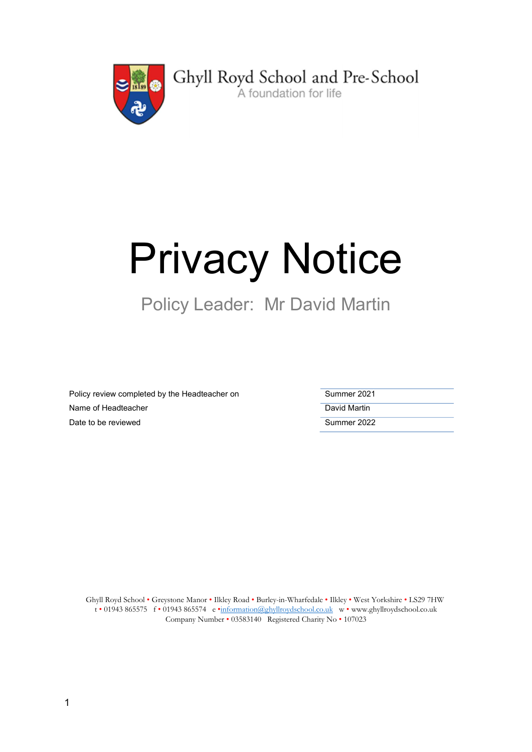Ghyll Royd School and Pre-School

A foundation for life

# Privacy Notice

## Policy Leader: Mr David Martin

| | |
|---|---|
| Policy review completed by the Headteacher on | Summer 2021 |
| Name of Headteacher | David Martin |
| Date to be reviewed | Summer 2022 |

Ghyll Royd School • Greystone Manor • Ilkley Road • Burley-in-Wharfedale • Ilkley • West Yorkshire • LS29 7HW
t • 01943 865575 f • 01943 865574 e •information@ghyllroydschool.co.uk w • www.ghyllroydschool.co.uk
Company Number • 03583140 Registered Charity No • 107023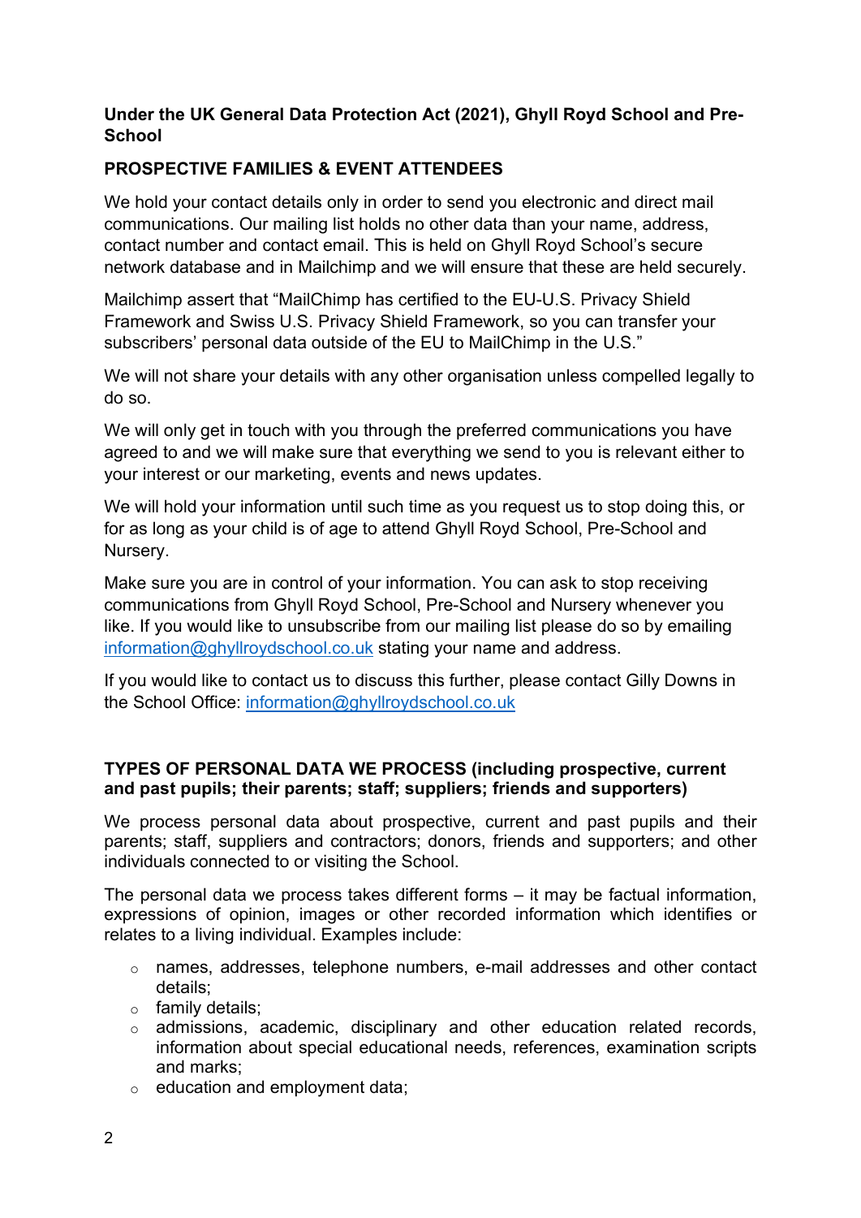**Under the UK General Data Protection Act (2021), Ghyll Royd School and Pre-School**

## PROSPECTIVE FAMILIES & EVENT ATTENDEES

We hold your contact details only in order to send you electronic and direct mail communications. Our mailing list holds no other data than your name, address, contact number and contact email. This is held on Ghyll Royd School's secure network database and in Mailchimp and we will ensure that these are held securely.

Mailchimp assert that "MailChimp has certified to the EU-U.S. Privacy Shield Framework and Swiss U.S. Privacy Shield Framework, so you can transfer your subscribers' personal data outside of the EU to MailChimp in the U.S."

We will not share your details with any other organisation unless compelled legally to do so.

We will only get in touch with you through the preferred communications you have agreed to and we will make sure that everything we send to you is relevant either to your interest or our marketing, events and news updates.

We will hold your information until such time as you request us to stop doing this, or for as long as your child is of age to attend Ghyll Royd School, Pre-School and Nursery.

Make sure you are in control of your information. You can ask to stop receiving communications from Ghyll Royd School, Pre-School and Nursery whenever you like. If you would like to unsubscribe from our mailing list please do so by emailing information@ghyllroydschool.co.uk stating your name and address.

If you would like to contact us to discuss this further, please contact Gilly Downs in the School Office: information@ghyllroydschool.co.uk

## TYPES OF PERSONAL DATA WE PROCESS (including prospective, current and past pupils; their parents; staff; suppliers; friends and supporters)

We process personal data about prospective, current and past pupils and their parents; staff, suppliers and contractors; donors, friends and supporters; and other individuals connected to or visiting the School.

The personal data we process takes different forms – it may be factual information, expressions of opinion, images or other recorded information which identifies or relates to a living individual. Examples include:

- names, addresses, telephone numbers, e-mail addresses and other contact details;
- family details;
- admissions, academic, disciplinary and other education related records, information about special educational needs, references, examination scripts and marks;
- education and employment data;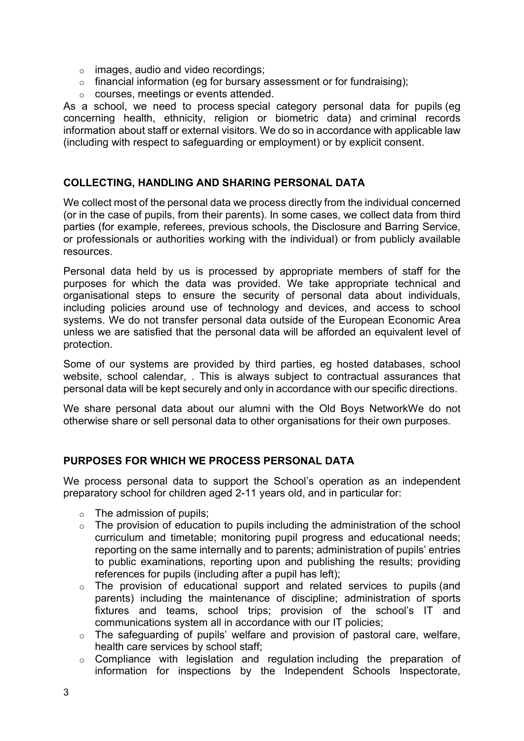- images, audio and video recordings;
- financial information (eg for bursary assessment or for fundraising);
- courses, meetings or events attended.

As a school, we need to process special category personal data for pupils (eg concerning health, ethnicity, religion or biometric data) and criminal records information about staff or external visitors. We do so in accordance with applicable law (including with respect to safeguarding or employment) or by explicit consent.

## COLLECTING, HANDLING AND SHARING PERSONAL DATA

We collect most of the personal data we process directly from the individual concerned (or in the case of pupils, from their parents). In some cases, we collect data from third parties (for example, referees, previous schools, the Disclosure and Barring Service, or professionals or authorities working with the individual) or from publicly available resources.

Personal data held by us is processed by appropriate members of staff for the purposes for which the data was provided. We take appropriate technical and organisational steps to ensure the security of personal data about individuals, including policies around use of technology and devices, and access to school systems. We do not transfer personal data outside of the European Economic Area unless we are satisfied that the personal data will be afforded an equivalent level of protection.

Some of our systems are provided by third parties, eg hosted databases, school website, school calendar, . This is always subject to contractual assurances that personal data will be kept securely and only in accordance with our specific directions.

We share personal data about our alumni with the Old Boys NetworkWe do not otherwise share or sell personal data to other organisations for their own purposes.

## PURPOSES FOR WHICH WE PROCESS PERSONAL DATA

We process personal data to support the School's operation as an independent preparatory school for children aged 2-11 years old, and in particular for:

- The admission of pupils;
- The provision of education to pupils including the administration of the school curriculum and timetable; monitoring pupil progress and educational needs; reporting on the same internally and to parents; administration of pupils' entries to public examinations, reporting upon and publishing the results; providing references for pupils (including after a pupil has left);
- The provision of educational support and related services to pupils (and parents) including the maintenance of discipline; administration of sports fixtures and teams, school trips; provision of the school's IT and communications system all in accordance with our IT policies;
- The safeguarding of pupils' welfare and provision of pastoral care, welfare, health care services by school staff;
- Compliance with legislation and regulation including the preparation of information for inspections by the Independent Schools Inspectorate,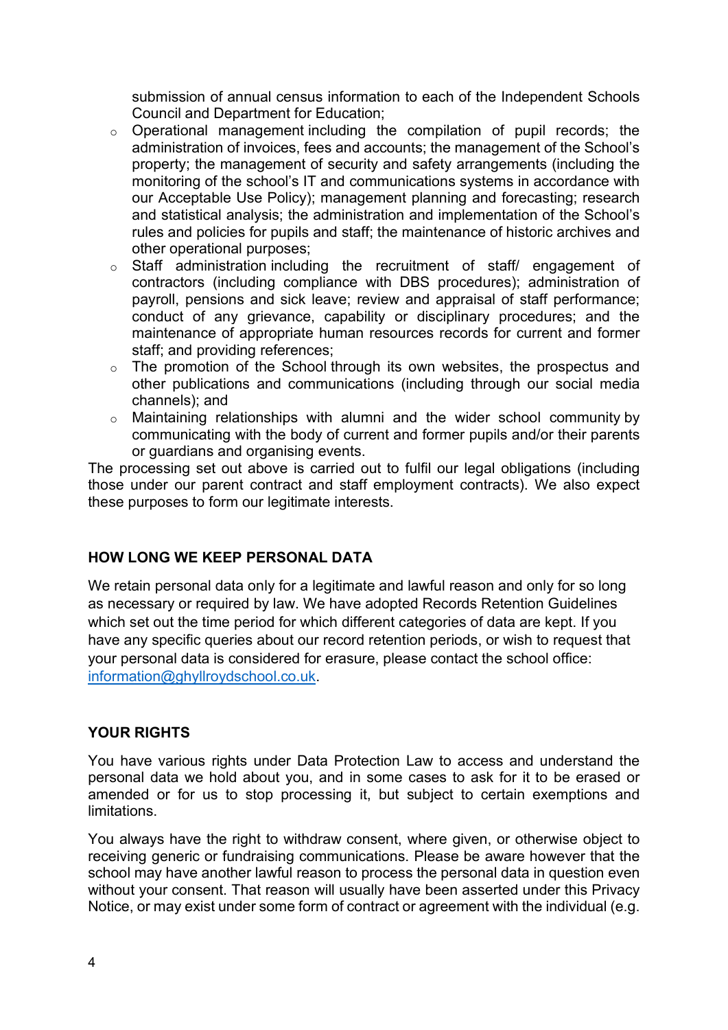submission of annual census information to each of the Independent Schools Council and Department for Education;

- Operational management including the compilation of pupil records; the administration of invoices, fees and accounts; the management of the School's property; the management of security and safety arrangements (including the monitoring of the school's IT and communications systems in accordance with our Acceptable Use Policy); management planning and forecasting; research and statistical analysis; the administration and implementation of the School's rules and policies for pupils and staff; the maintenance of historic archives and other operational purposes;
- Staff administration including the recruitment of staff/ engagement of contractors (including compliance with DBS procedures); administration of payroll, pensions and sick leave; review and appraisal of staff performance; conduct of any grievance, capability or disciplinary procedures; and the maintenance of appropriate human resources records for current and former staff; and providing references;
- The promotion of the School through its own websites, the prospectus and other publications and communications (including through our social media channels); and
- Maintaining relationships with alumni and the wider school community by communicating with the body of current and former pupils and/or their parents or guardians and organising events.

The processing set out above is carried out to fulfil our legal obligations (including those under our parent contract and staff employment contracts). We also expect these purposes to form our legitimate interests.

## HOW LONG WE KEEP PERSONAL DATA

We retain personal data only for a legitimate and lawful reason and only for so long as necessary or required by law. We have adopted Records Retention Guidelines which set out the time period for which different categories of data are kept. If you have any specific queries about our record retention periods, or wish to request that your personal data is considered for erasure, please contact the school office: [information@ghyllroydschool.co.uk](mailto:information@ghyllroydschool.co.uk).

## YOUR RIGHTS

You have various rights under Data Protection Law to access and understand the personal data we hold about you, and in some cases to ask for it to be erased or amended or for us to stop processing it, but subject to certain exemptions and limitations.

You always have the right to withdraw consent, where given, or otherwise object to receiving generic or fundraising communications. Please be aware however that the school may have another lawful reason to process the personal data in question even without your consent. That reason will usually have been asserted under this Privacy Notice, or may exist under some form of contract or agreement with the individual (e.g.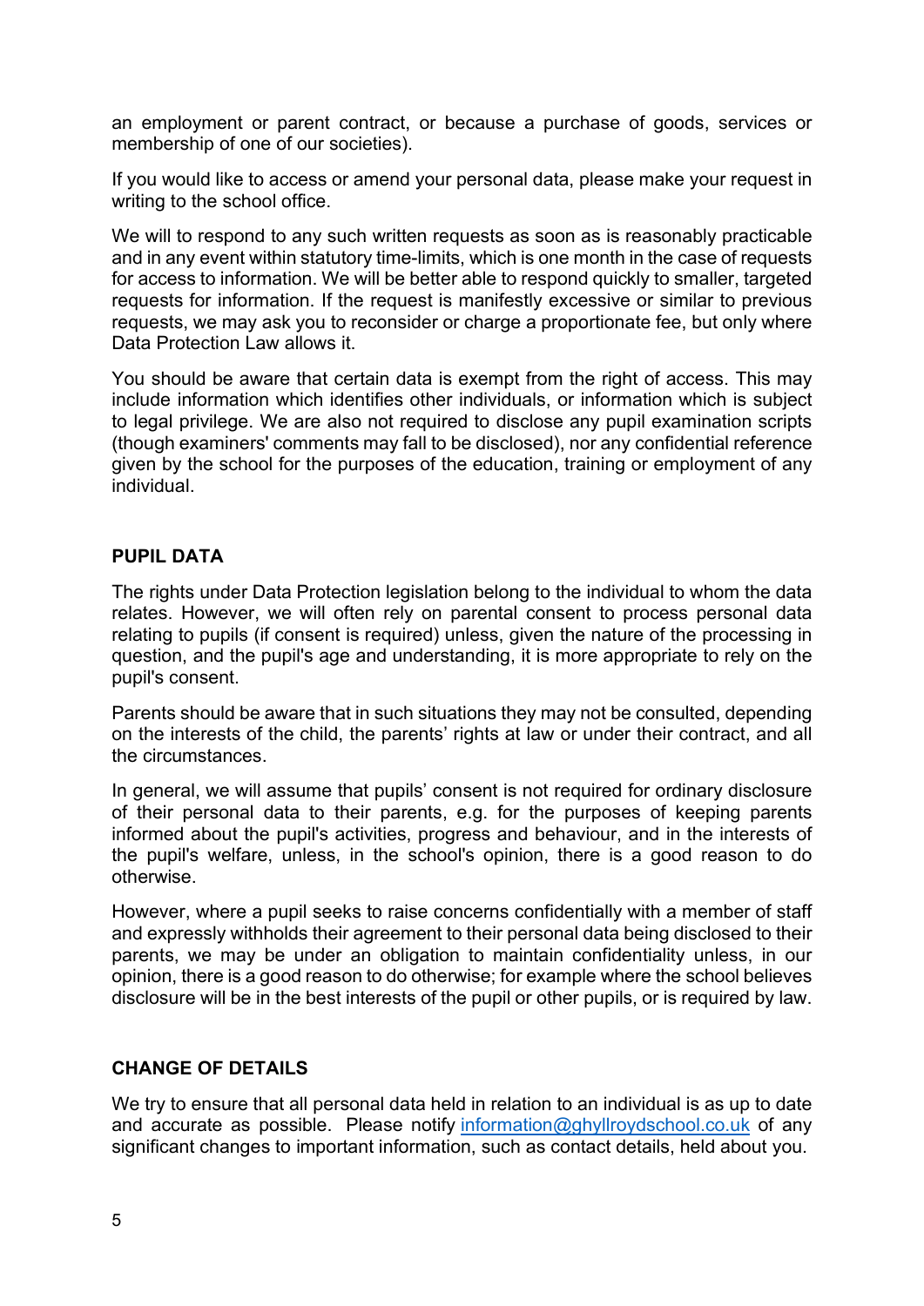an employment or parent contract, or because a purchase of goods, services or membership of one of our societies).

If you would like to access or amend your personal data, please make your request in writing to the school office.

We will to respond to any such written requests as soon as is reasonably practicable and in any event within statutory time-limits, which is one month in the case of requests for access to information. We will be better able to respond quickly to smaller, targeted requests for information. If the request is manifestly excessive or similar to previous requests, we may ask you to reconsider or charge a proportionate fee, but only where Data Protection Law allows it.

You should be aware that certain data is exempt from the right of access. This may include information which identifies other individuals, or information which is subject to legal privilege. We are also not required to disclose any pupil examination scripts (though examiners' comments may fall to be disclosed), nor any confidential reference given by the school for the purposes of the education, training or employment of any individual.

## PUPIL DATA

The rights under Data Protection legislation belong to the individual to whom the data relates. However, we will often rely on parental consent to process personal data relating to pupils (if consent is required) unless, given the nature of the processing in question, and the pupil's age and understanding, it is more appropriate to rely on the pupil's consent.

Parents should be aware that in such situations they may not be consulted, depending on the interests of the child, the parents' rights at law or under their contract, and all the circumstances.

In general, we will assume that pupils' consent is not required for ordinary disclosure of their personal data to their parents, e.g. for the purposes of keeping parents informed about the pupil's activities, progress and behaviour, and in the interests of the pupil's welfare, unless, in the school's opinion, there is a good reason to do otherwise.

However, where a pupil seeks to raise concerns confidentially with a member of staff and expressly withholds their agreement to their personal data being disclosed to their parents, we may be under an obligation to maintain confidentiality unless, in our opinion, there is a good reason to do otherwise; for example where the school believes disclosure will be in the best interests of the pupil or other pupils, or is required by law.

## CHANGE OF DETAILS

We try to ensure that all personal data held in relation to an individual is as up to date and accurate as possible. Please notify information@ghyllroydschool.co.uk of any significant changes to important information, such as contact details, held about you.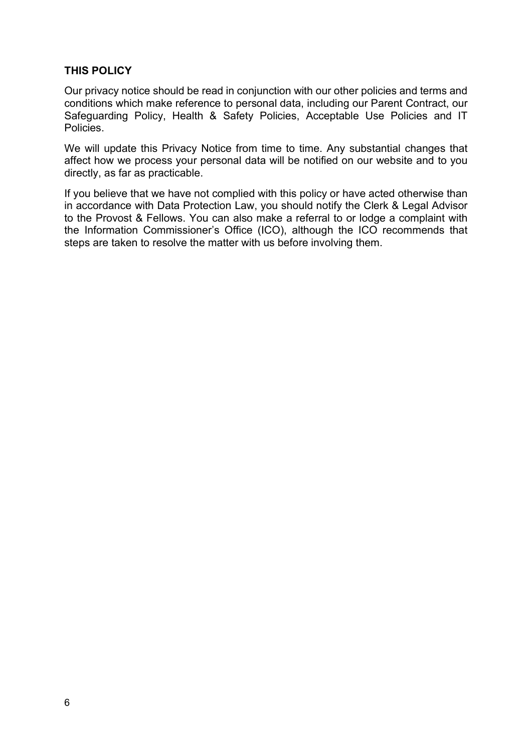## THIS POLICY

Our privacy notice should be read in conjunction with our other policies and terms and conditions which make reference to personal data, including our Parent Contract, our Safeguarding Policy, Health & Safety Policies, Acceptable Use Policies and IT Policies.

We will update this Privacy Notice from time to time. Any substantial changes that affect how we process your personal data will be notified on our website and to you directly, as far as practicable.

If you believe that we have not complied with this policy or have acted otherwise than in accordance with Data Protection Law, you should notify the Clerk & Legal Advisor to the Provost & Fellows. You can also make a referral to or lodge a complaint with the Information Commissioner's Office (ICO), although the ICO recommends that steps are taken to resolve the matter with us before involving them.